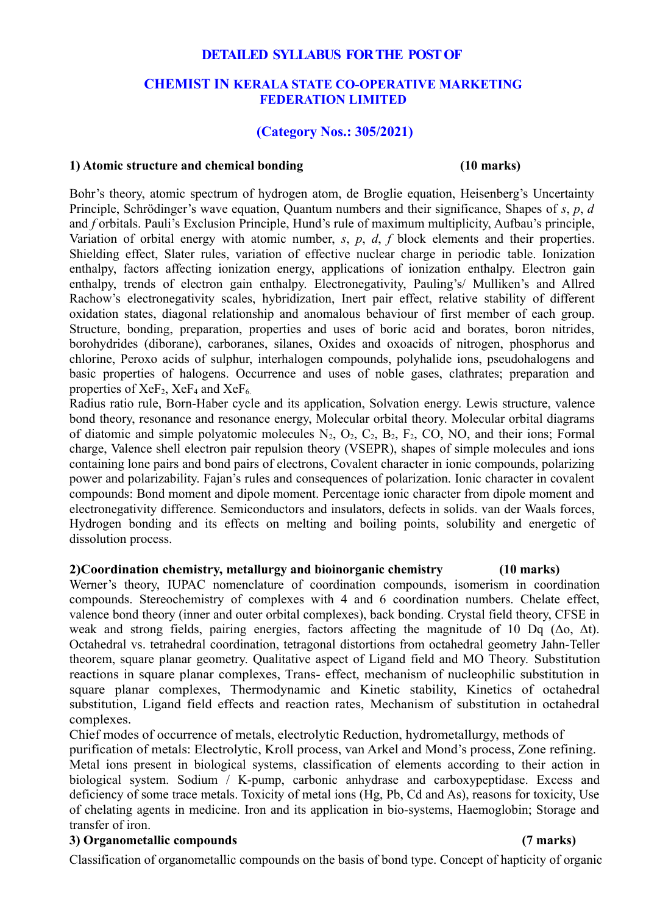# DETAILED SYLLABUS FOR THE POST OF

## CHEMIST IN KERALA STATE CO-OPERATIVE MARKETING FEDERATION LIMITED

## (Category Nos.: 305/2021)

### 1) Atomic structure and chemical bonding (10 marks)

Bohr's theory, atomic spectrum of hydrogen atom, de Broglie equation, Heisenberg's Uncertainty Principle, Schrödinger's wave equation, Quantum numbers and their significance, Shapes of *s*, *p*, *d* and *f* orbitals. Pauli's Exclusion Principle, Hund's rule of maximum multiplicity, Aufbau's principle, Variation of orbital energy with atomic number, *s*, *p*, *d*, *f* block elements and their properties. Shielding effect, Slater rules, variation of effective nuclear charge in periodic table. Ionization enthalpy, factors affecting ionization energy, applications of ionization enthalpy. Electron gain enthalpy, trends of electron gain enthalpy. Electronegativity, Pauling's/ Mulliken's and Allred Rachow's electronegativity scales, hybridization, Inert pair effect, relative stability of different oxidation states, diagonal relationship and anomalous behaviour of first member of each group. Structure, bonding, preparation, properties and uses of boric acid and borates, boron nitrides, borohydrides (diborane), carboranes, silanes, Oxides and oxoacids of nitrogen, phosphorus and chlorine, Peroxo acids of sulphur, interhalogen compounds, polyhalide ions, pseudohalogens and basic properties of halogens. Occurrence and uses of noble gases, clathrates; preparation and properties of $XeF_2$, $XeF_4$ and $XeF_6$.

Radius ratio rule, Born-Haber cycle and its application, Solvation energy. Lewis structure, valence bond theory, resonance and resonance energy, Molecular orbital theory. Molecular orbital diagrams of diatomic and simple polyatomic molecules $N_2$, $O_2$, $C_2$, $B_2$, $F_2$, CO, NO, and their ions; Formal charge, Valence shell electron pair repulsion theory (VSEPR), shapes of simple molecules and ions containing lone pairs and bond pairs of electrons, Covalent character in ionic compounds, polarizing power and polarizability. Fajan's rules and consequences of polarization. Ionic character in covalent compounds: Bond moment and dipole moment. Percentage ionic character from dipole moment and electronegativity difference. Semiconductors and insulators, defects in solids. van der Waals forces, Hydrogen bonding and its effects on melting and boiling points, solubility and energetic of dissolution process.

### 2)Coordination chemistry, metallurgy and bioinorganic chemistry (10 marks)

Werner's theory, IUPAC nomenclature of coordination compounds, isomerism in coordination compounds. Stereochemistry of complexes with 4 and 6 coordination numbers. Chelate effect, valence bond theory (inner and outer orbital complexes), back bonding. Crystal field theory, CFSE in weak and strong fields, pairing energies, factors affecting the magnitude of 10 Dq ($\Delta o$, $\Delta t$). Octahedral vs. tetrahedral coordination, tetragonal distortions from octahedral geometry Jahn-Teller theorem, square planar geometry. Qualitative aspect of Ligand field and MO Theory. Substitution reactions in square planar complexes, Trans- effect, mechanism of nucleophilic substitution in square planar complexes, Thermodynamic and Kinetic stability, Kinetics of octahedral substitution, Ligand field effects and reaction rates, Mechanism of substitution in octahedral complexes.

Chief modes of occurrence of metals, electrolytic Reduction, hydrometallurgy, methods of purification of metals: Electrolytic, Kroll process, van Arkel and Mond's process, Zone refining. Metal ions present in biological systems, classification of elements according to their action in biological system. Sodium / K-pump, carbonic anhydrase and carboxypeptidase. Excess and deficiency of some trace metals. Toxicity of metal ions (Hg, Pb, Cd and As), reasons for toxicity, Use of chelating agents in medicine. Iron and its application in bio-systems, Haemoglobin; Storage and transfer of iron.

### 3) Organometallic compounds (7 marks)

Classification of organometallic compounds on the basis of bond type. Concept of hapticity of organic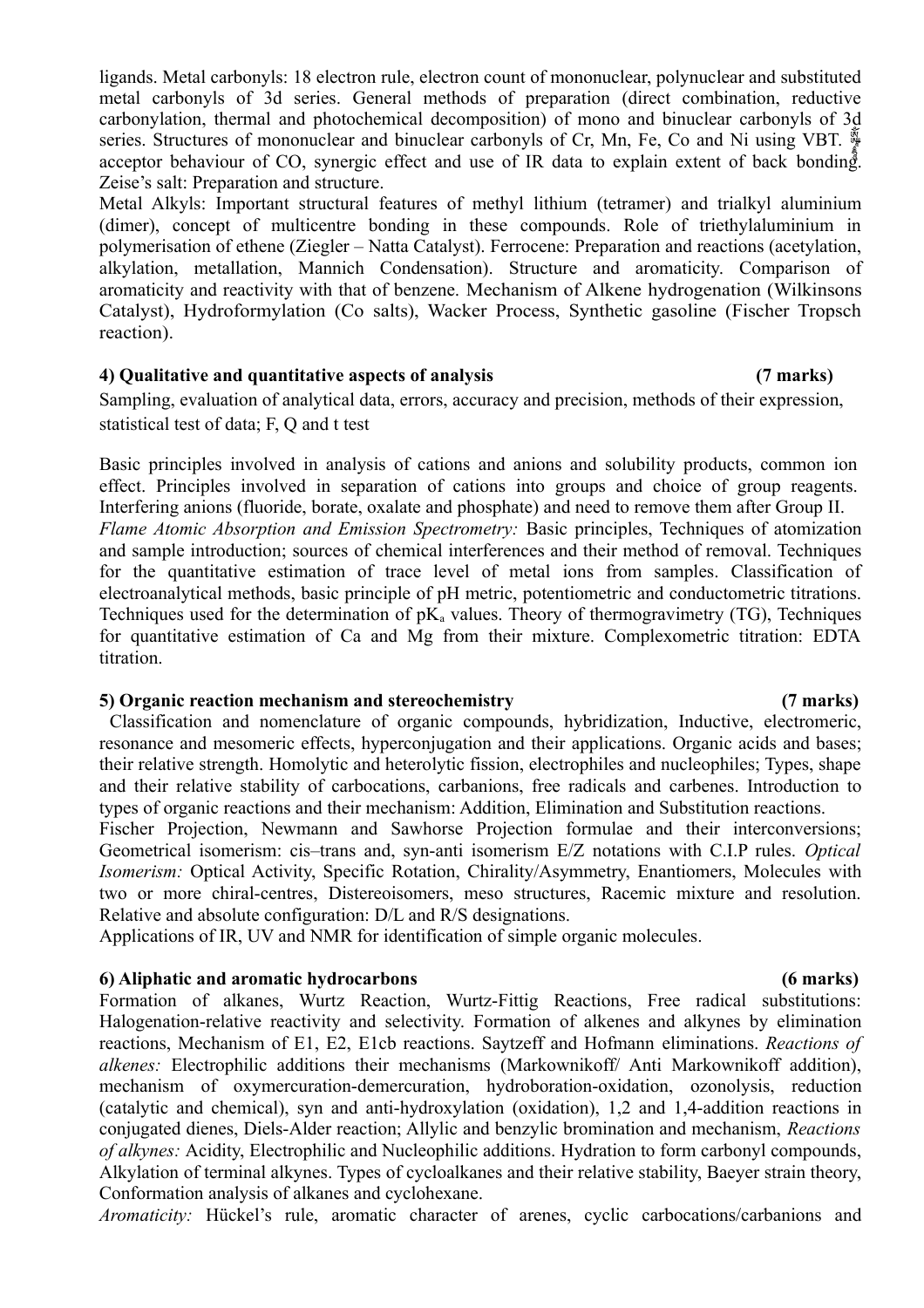ligands. Metal carbonyls: 18 electron rule, electron count of mononuclear, polynuclear and substituted metal carbonyls of 3d series. General methods of preparation (direct combination, reductive carbonylation, thermal and photochemical decomposition) of mono and binuclear carbonyls of 3d series. Structures of mononuclear and binuclear carbonyls of Cr, Mn, Fe, Co and Ni using VBT. π-acceptor behaviour of CO, synergic effect and use of IR data to explain extent of back bonding. Zeise's salt: Preparation and structure.

Metal Alkyls: Important structural features of methyl lithium (tetramer) and trialkyl aluminium (dimer), concept of multicentre bonding in these compounds. Role of triethylaluminium in polymerisation of ethene (Ziegler – Natta Catalyst). Ferrocene: Preparation and reactions (acetylation, alkylation, metallation, Mannich Condensation). Structure and aromaticity. Comparison of aromaticity and reactivity with that of benzene. Mechanism of Alkene hydrogenation (Wilkinsons Catalyst), Hydroformylation (Co salts), Wacker Process, Synthetic gasoline (Fischer Tropsch reaction).

**4) Qualitative and quantitative aspects of analysis (7 marks)**

Sampling, evaluation of analytical data, errors, accuracy and precision, methods of their expression, statistical test of data; F, Q and t test

Basic principles involved in analysis of cations and anions and solubility products, common ion effect. Principles involved in separation of cations into groups and choice of group reagents. Interfering anions (fluoride, borate, oxalate and phosphate) and need to remove them after Group II.

*Flame Atomic Absorption and Emission Spectrometry:* Basic principles, Techniques of atomization and sample introduction; sources of chemical interferences and their method of removal. Techniques for the quantitative estimation of trace level of metal ions from samples. Classification of electroanalytical methods, basic principle of pH metric, potentiometric and conductometric titrations. Techniques used for the determination of $pK_a$ values. Theory of thermogravimetry (TG), Techniques for quantitative estimation of Ca and Mg from their mixture. Complexometric titration: EDTA titration.

**5) Organic reaction mechanism and stereochemistry (7 marks)**

Classification and nomenclature of organic compounds, hybridization, Inductive, electromeric, resonance and mesomeric effects, hyperconjugation and their applications. Organic acids and bases; their relative strength. Homolytic and heterolytic fission, electrophiles and nucleophiles; Types, shape and their relative stability of carbocations, carbanions, free radicals and carbenes. Introduction to types of organic reactions and their mechanism: Addition, Elimination and Substitution reactions.

Fischer Projection, Newmann and Sawhorse Projection formulae and their interconversions; Geometrical isomerism: cis–trans and, syn-anti isomerism E/Z notations with C.I.P rules. *Optical Isomerism:* Optical Activity, Specific Rotation, Chirality/Asymmetry, Enantiomers, Molecules with two or more chiral-centres, Distereoisomers, meso structures, Racemic mixture and resolution. Relative and absolute configuration: D/L and R/S designations.

Applications of IR, UV and NMR for identification of simple organic molecules.

**6) Aliphatic and aromatic hydrocarbons (6 marks)**

Formation of alkanes, Wurtz Reaction, Wurtz-Fittig Reactions, Free radical substitutions: Halogenation-relative reactivity and selectivity. Formation of alkenes and alkynes by elimination reactions, Mechanism of E1, E2, E1cb reactions. Saytzeff and Hofmann eliminations. *Reactions of alkenes:* Electrophilic additions their mechanisms (Markownikoff/ Anti Markownikoff addition), mechanism of oxymercuration-demercuration, hydroboration-oxidation, ozonolysis, reduction (catalytic and chemical), syn and anti-hydroxylation (oxidation), 1,2 and 1,4-addition reactions in conjugated dienes, Diels-Alder reaction; Allylic and benzylic bromination and mechanism, *Reactions of alkynes:* Acidity, Electrophilic and Nucleophilic additions. Hydration to form carbonyl compounds, Alkylation of terminal alkynes. Types of cycloalkanes and their relative stability, Baeyer strain theory, Conformation analysis of alkanes and cyclohexane.

*Aromaticity:* Hückel's rule, aromatic character of arenes, cyclic carbocations/carbanions and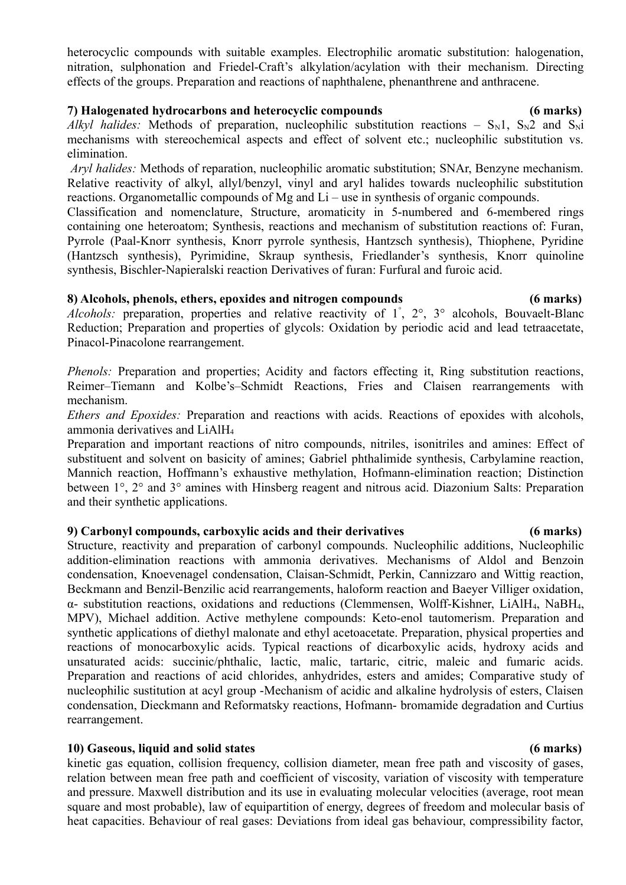heterocyclic compounds with suitable examples. Electrophilic aromatic substitution: halogenation, nitration, sulphonation and Friedel-Craft's alkylation/acylation with their mechanism. Directing effects of the groups. Preparation and reactions of naphthalene, phenanthrene and anthracene.

**7) Halogenated hydrocarbons and heterocyclic compounds (6 marks)**

*Alkyl halides:* Methods of preparation, nucleophilic substitution reactions – $S_N1$, $S_N2$ and $S_Ni$ mechanisms with stereochemical aspects and effect of solvent etc.; nucleophilic substitution vs. elimination.

*Aryl halides:* Methods of reparation, nucleophilic aromatic substitution; SNAr, Benzyne mechanism. Relative reactivity of alkyl, allyl/benzyl, vinyl and aryl halides towards nucleophilic substitution reactions. Organometallic compounds of Mg and Li – use in synthesis of organic compounds.

Classification and nomenclature, Structure, aromaticity in 5-numbered and 6-membered rings containing one heteroatom; Synthesis, reactions and mechanism of substitution reactions of: Furan, Pyrrole (Paal-Knorr synthesis, Knorr pyrrole synthesis, Hantzsch synthesis), Thiophene, Pyridine (Hantzsch synthesis), Pyrimidine, Skraup synthesis, Friedlander's synthesis, Knorr quinoline synthesis, Bischler-Napieralski reaction Derivatives of furan: Furfural and furoic acid.

**8) Alcohols, phenols, ethers, epoxides and nitrogen compounds (6 marks)**

*Alcohols:* preparation, properties and relative reactivity of 1°, 2°, 3° alcohols, Bouvaelt-Blanc Reduction; Preparation and properties of glycols: Oxidation by periodic acid and lead tetraacetate, Pinacol-Pinacolone rearrangement.

*Phenols:* Preparation and properties; Acidity and factors effecting it, Ring substitution reactions, Reimer–Tiemann and Kolbe's–Schmidt Reactions, Fries and Claisen rearrangements with mechanism.

*Ethers and Epoxides:* Preparation and reactions with acids. Reactions of epoxides with alcohols, ammonia derivatives and $LiAlH_4$

Preparation and important reactions of nitro compounds, nitriles, isonitriles and amines: Effect of substituent and solvent on basicity of amines; Gabriel phthalimide synthesis, Carbylamine reaction, Mannich reaction, Hoffmann's exhaustive methylation, Hofmann-elimination reaction; Distinction between 1°, 2° and 3° amines with Hinsberg reagent and nitrous acid. Diazonium Salts: Preparation and their synthetic applications.

**9) Carbonyl compounds, carboxylic acids and their derivatives (6 marks)**

Structure, reactivity and preparation of carbonyl compounds. Nucleophilic additions, Nucleophilic addition-elimination reactions with ammonia derivatives. Mechanisms of Aldol and Benzoin condensation, Knoevenagel condensation, Claisan-Schmidt, Perkin, Cannizzaro and Wittig reaction, Beckmann and Benzil-Benzilic acid rearrangements, haloform reaction and Baeyer Villiger oxidation, α- substitution reactions, oxidations and reductions (Clemmensen, Wolff-Kishner, $LiAlH_4$, $NaBH_4$, MPV), Michael addition. Active methylene compounds: Keto-enol tautomerism. Preparation and synthetic applications of diethyl malonate and ethyl acetoacetate. Preparation, physical properties and reactions of monocarboxylic acids. Typical reactions of dicarboxylic acids, hydroxy acids and unsaturated acids: succinic/phthalic, lactic, malic, tartaric, citric, maleic and fumaric acids. Preparation and reactions of acid chlorides, anhydrides, esters and amides; Comparative study of nucleophilic sustitution at acyl group -Mechanism of acidic and alkaline hydrolysis of esters, Claisen condensation, Dieckmann and Reformatsky reactions, Hofmann- bromamide degradation and Curtius rearrangement.

**10) Gaseous, liquid and solid states (6 marks)**

kinetic gas equation, collision frequency, collision diameter, mean free path and viscosity of gases, relation between mean free path and coefficient of viscosity, variation of viscosity with temperature and pressure. Maxwell distribution and its use in evaluating molecular velocities (average, root mean square and most probable), law of equipartition of energy, degrees of freedom and molecular basis of heat capacities. Behaviour of real gases: Deviations from ideal gas behaviour, compressibility factor,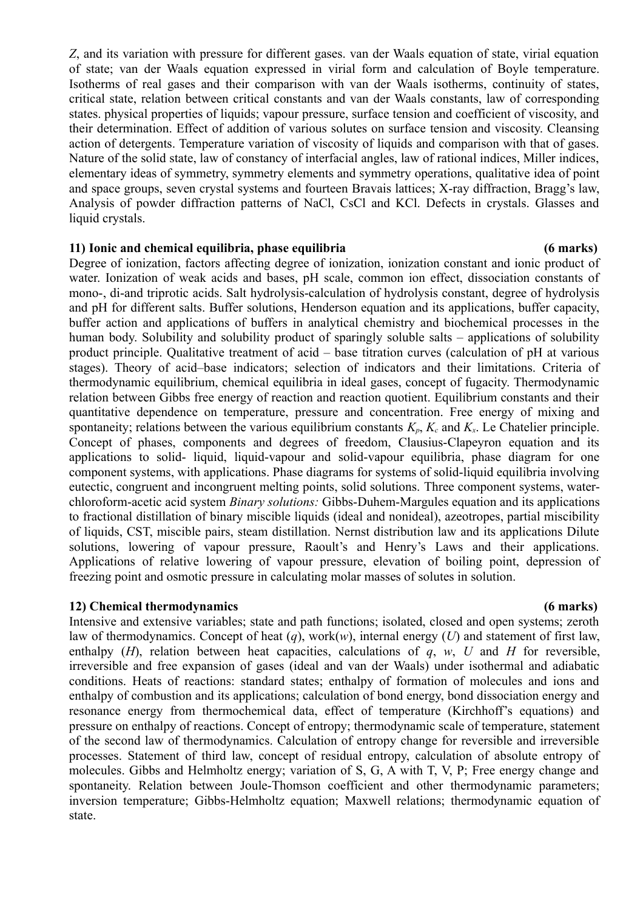$Z$, and its variation with pressure for different gases. van der Waals equation of state, virial equation of state; van der Waals equation expressed in virial form and calculation of Boyle temperature. Isotherms of real gases and their comparison with van der Waals isotherms, continuity of states, critical state, relation between critical constants and van der Waals constants, law of corresponding states. physical properties of liquids; vapour pressure, surface tension and coefficient of viscosity, and their determination. Effect of addition of various solutes on surface tension and viscosity. Cleansing action of detergents. Temperature variation of viscosity of liquids and comparison with that of gases. Nature of the solid state, law of constancy of interfacial angles, law of rational indices, Miller indices, elementary ideas of symmetry, symmetry elements and symmetry operations, qualitative idea of point and space groups, seven crystal systems and fourteen Bravais lattices; X-ray diffraction, Bragg's law, Analysis of powder diffraction patterns of NaCl, CsCl and KCl. Defects in crystals. Glasses and liquid crystals.

**11) Ionic and chemical equilibria, phase equilibria (6 marks)**

Degree of ionization, factors affecting degree of ionization, ionization constant and ionic product of water. Ionization of weak acids and bases, pH scale, common ion effect, dissociation constants of mono-, di-and triprotic acids. Salt hydrolysis-calculation of hydrolysis constant, degree of hydrolysis and pH for different salts. Buffer solutions, Henderson equation and its applications, buffer capacity, buffer action and applications of buffers in analytical chemistry and biochemical processes in the human body. Solubility and solubility product of sparingly soluble salts – applications of solubility product principle. Qualitative treatment of acid – base titration curves (calculation of pH at various stages). Theory of acid–base indicators; selection of indicators and their limitations. Criteria of thermodynamic equilibrium, chemical equilibria in ideal gases, concept of fugacity. Thermodynamic relation between Gibbs free energy of reaction and reaction quotient. Equilibrium constants and their quantitative dependence on temperature, pressure and concentration. Free energy of mixing and spontaneity; relations between the various equilibrium constants $K_p$, $K_c$ and $K_x$. Le Chatelier principle. Concept of phases, components and degrees of freedom, Clausius-Clapeyron equation and its applications to solid- liquid, liquid-vapour and solid-vapour equilibria, phase diagram for one component systems, with applications. Phase diagrams for systems of solid-liquid equilibria involving eutectic, congruent and incongruent melting points, solid solutions. Three component systems, water-chloroform-acetic acid system *Binary solutions:* Gibbs-Duhem-Margules equation and its applications to fractional distillation of binary miscible liquids (ideal and nonideal), azeotropes, partial miscibility of liquids, CST, miscible pairs, steam distillation. Nernst distribution law and its applications Dilute solutions, lowering of vapour pressure, Raoult's and Henry's Laws and their applications. Applications of relative lowering of vapour pressure, elevation of boiling point, depression of freezing point and osmotic pressure in calculating molar masses of solutes in solution.

**12) Chemical thermodynamics (6 marks)**

Intensive and extensive variables; state and path functions; isolated, closed and open systems; zeroth law of thermodynamics. Concept of heat ($q$), work($w$), internal energy ($U$) and statement of first law, enthalpy ($H$), relation between heat capacities, calculations of $q$, $w$, $U$ and $H$ for reversible, irreversible and free expansion of gases (ideal and van der Waals) under isothermal and adiabatic conditions. Heats of reactions: standard states; enthalpy of formation of molecules and ions and enthalpy of combustion and its applications; calculation of bond energy, bond dissociation energy and resonance energy from thermochemical data, effect of temperature (Kirchhoff's equations) and pressure on enthalpy of reactions. Concept of entropy; thermodynamic scale of temperature, statement of the second law of thermodynamics. Calculation of entropy change for reversible and irreversible processes. Statement of third law, concept of residual entropy, calculation of absolute entropy of molecules. Gibbs and Helmholtz energy; variation of S, G, A with T, V, P; Free energy change and spontaneity. Relation between Joule-Thomson coefficient and other thermodynamic parameters; inversion temperature; Gibbs-Helmholtz equation; Maxwell relations; thermodynamic equation of state.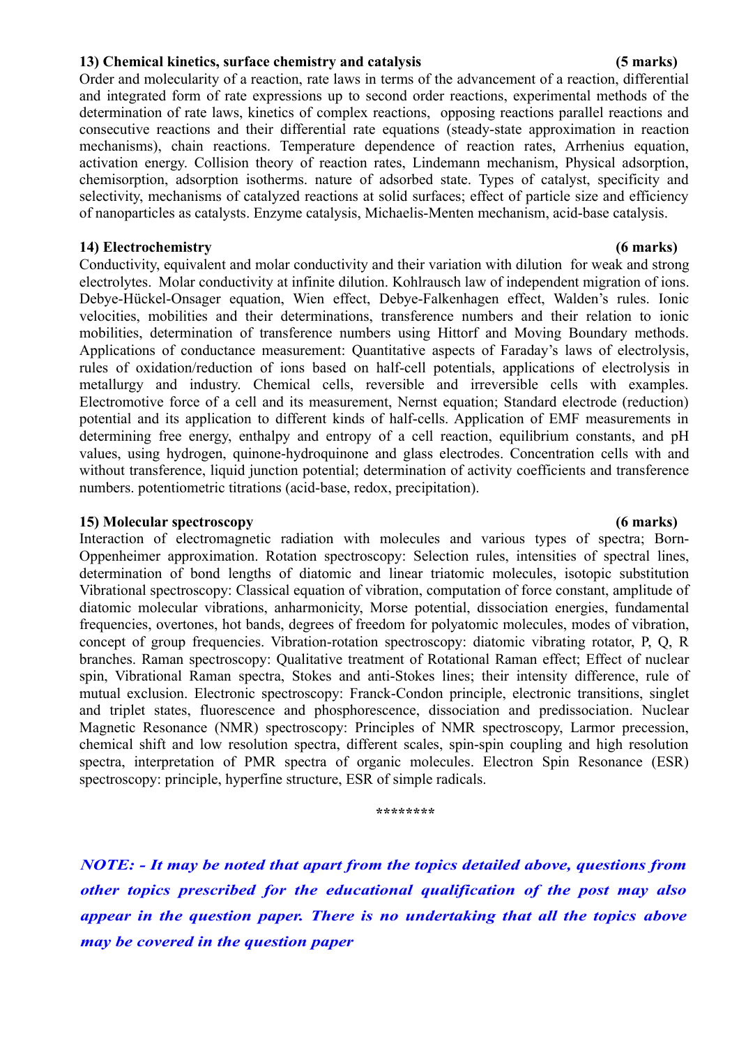**13) Chemical kinetics, surface chemistry and catalysis (5 marks)**

Order and molecularity of a reaction, rate laws in terms of the advancement of a reaction, differential and integrated form of rate expressions up to second order reactions, experimental methods of the determination of rate laws, kinetics of complex reactions, opposing reactions parallel reactions and consecutive reactions and their differential rate equations (steady-state approximation in reaction mechanisms), chain reactions. Temperature dependence of reaction rates, Arrhenius equation, activation energy. Collision theory of reaction rates, Lindemann mechanism, Physical adsorption, chemisorption, adsorption isotherms. nature of adsorbed state. Types of catalyst, specificity and selectivity, mechanisms of catalyzed reactions at solid surfaces; effect of particle size and efficiency of nanoparticles as catalysts. Enzyme catalysis, Michaelis-Menten mechanism, acid-base catalysis.

**14) Electrochemistry (6 marks)**

Conductivity, equivalent and molar conductivity and their variation with dilution for weak and strong electrolytes. Molar conductivity at infinite dilution. Kohlrausch law of independent migration of ions. Debye-Hückel-Onsager equation, Wien effect, Debye-Falkenhagen effect, Walden's rules. Ionic velocities, mobilities and their determinations, transference numbers and their relation to ionic mobilities, determination of transference numbers using Hittorf and Moving Boundary methods. Applications of conductance measurement: Quantitative aspects of Faraday's laws of electrolysis, rules of oxidation/reduction of ions based on half-cell potentials, applications of electrolysis in metallurgy and industry. Chemical cells, reversible and irreversible cells with examples. Electromotive force of a cell and its measurement, Nernst equation; Standard electrode (reduction) potential and its application to different kinds of half-cells. Application of EMF measurements in determining free energy, enthalpy and entropy of a cell reaction, equilibrium constants, and pH values, using hydrogen, quinone-hydroquinone and glass electrodes. Concentration cells with and without transference, liquid junction potential; determination of activity coefficients and transference numbers. potentiometric titrations (acid-base, redox, precipitation).

**15) Molecular spectroscopy (6 marks)**

Interaction of electromagnetic radiation with molecules and various types of spectra; Born-Oppenheimer approximation. Rotation spectroscopy: Selection rules, intensities of spectral lines, determination of bond lengths of diatomic and linear triatomic molecules, isotopic substitution Vibrational spectroscopy: Classical equation of vibration, computation of force constant, amplitude of diatomic molecular vibrations, anharmonicity, Morse potential, dissociation energies, fundamental frequencies, overtones, hot bands, degrees of freedom for polyatomic molecules, modes of vibration, concept of group frequencies. Vibration-rotation spectroscopy: diatomic vibrating rotator, P, Q, R branches. Raman spectroscopy: Qualitative treatment of Rotational Raman effect; Effect of nuclear spin, Vibrational Raman spectra, Stokes and anti-Stokes lines; their intensity difference, rule of mutual exclusion. Electronic spectroscopy: Franck-Condon principle, electronic transitions, singlet and triplet states, fluorescence and phosphorescence, dissociation and predissociation. Nuclear Magnetic Resonance (NMR) spectroscopy: Principles of NMR spectroscopy, Larmor precession, chemical shift and low resolution spectra, different scales, spin-spin coupling and high resolution spectra, interpretation of PMR spectra of organic molecules. Electron Spin Resonance (ESR) spectroscopy: principle, hyperfine structure, ESR of simple radicals.

********

***NOTE: - It may be noted that apart from the topics detailed above, questions from other topics prescribed for the educational qualification of the post may also appear in the question paper. There is no undertaking that all the topics above may be covered in the question paper***